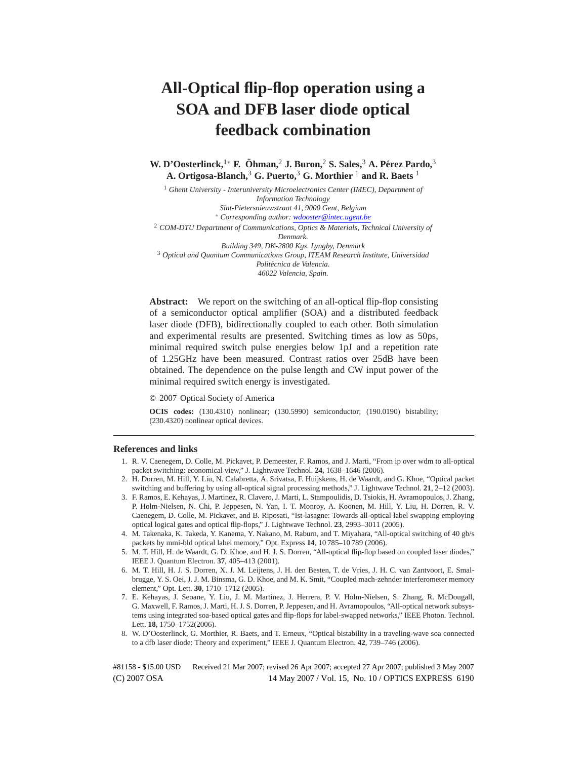# All-Optical flip-flop operation using a SOA and DFB laser diode optical feedback combination

**W. D'Oosterlinck,[1*] F. Öhman,[2] J. Buron,[2] S. Sales,[3] A. Pérez Pardo,[3] A. Ortigosa-Blanch,[3] G. Puerto,[3] G. Morthier [1] and R. Baets [1]**

[1] *Ghent University - Interuniversity Microelectronics Center (IMEC), Department of Information Technology*
*Sint-Pietersnieuwstraat 41, 9000 Gent, Belgium*
[*] *Corresponding author: wdooster@intec.ugent.be*

[2] *COM-DTU Department of Communications, Optics & Materials, Technical University of Denmark.*
*Building 349, DK-2800 Kgs. Lyngby, Denmark*

[3] *Optical and Quantum Communications Group, ITEAM Research Institute, Universidad Politécnica de Valencia.*
*46022 Valencia, Spain.*

**Abstract:** We report on the switching of an all-optical flip-flop consisting of a semiconductor optical amplifier (SOA) and a distributed feedback laser diode (DFB), bidirectionally coupled to each other. Both simulation and experimental results are presented. Switching times as low as 50ps, minimal required switch pulse energies below 1pJ and a repetition rate of 1.25GHz have been measured. Contrast ratios over 25dB have been obtained. The dependence on the pulse length and CW input power of the minimal required switch energy is investigated.

© 2007 Optical Society of America

**OCIS codes:** (130.4310) nonlinear; (130.5990) semiconductor; (190.0190) bistability; (230.4320) nonlinear optical devices.

---

## References and links

1. R. V. Caenegem, D. Colle, M. Pickavet, P. Demeester, F. Ramos, and J. Marti, "From ip over wdm to all-optical packet switching: economical view," J. Lightwave Technol. **24**, 1638–1646 (2006).
2. H. Dorren, M. Hill, Y. Liu, N. Calabretta, A. Srivatsa, F. Huijskens, H. de Waardt, and G. Khoe, "Optical packet switching and buffering by using all-optical signal processing methods," J. Lightwave Technol. **21**, 2–12 (2003).
3. F. Ramos, E. Kehayas, J. Martinez, R. Clavero, J. Marti, L. Stampoulidis, D. Tsiokis, H. Avramopoulos, J. Zhang, P. Holm-Nielsen, N. Chi, P. Jeppesen, N. Yan, I. T. Monroy, A. Koonen, M. Hill, Y. Liu, H. Dorren, R. V. Caenegem, D. Colle, M. Pickavet, and B. Riposati, "Ist-lasagne: Towards all-optical label swapping employing optical logical gates and optical flip-flops," J. Lightwave Technol. **23**, 2993–3011 (2005).
4. M. Takenaka, K. Takeda, Y. Kanema, Y. Nakano, M. Raburn, and T. Miyahara, "All-optical switching of 40 gb/s packets by mmi-bld optical label memory," Opt. Express **14**, 10 785–10 789 (2006).
5. M. T. Hill, H. de Waardt, G. D. Khoe, and H. J. S. Dorren, "All-optical flip-flop based on coupled laser diodes," IEEE J. Quantum Electron. **37**, 405–413 (2001).
6. M. T. Hill, H. J. S. Dorren, X. J. M. Leijtens, J. H. den Besten, T. de Vries, J. H. C. van Zantvoort, E. Smalbrugge, Y. S. Oei, J. J. M. Binsma, G. D. Khoe, and M. K. Smit, "Coupled mach-zehnder interferometer memory element," Opt. Lett. **30**, 1710–1712 (2005).
7. E. Kehayas, J. Seoane, Y. Liu, J. M. Martinez, J. Herrera, P. V. Holm-Nielsen, S. Zhang, R. McDougall, G. Maxwell, F. Ramos, J. Marti, H. J. S. Dorren, P. Jeppesen, and H. Avramopoulos, "All-optical network subsystems using integrated soa-based optical gates and flip-flops for label-swapped networks," IEEE Photon. Technol. Lett. **18**, 1750–1752(2006).
8. W. D'Oosterlinck, G. Morthier, R. Baets, and T. Erneux, "Optical bistability in a traveling-wave soa connected to a dfb laser diode: Theory and experiment," IEEE J. Quantum Electron. **42**, 739–746 (2006).

#81158 - $15.00 USD Received 21 Mar 2007; revised 26 Apr 2007; accepted 27 Apr 2007; published 3 May 2007
(C) 2007 OSA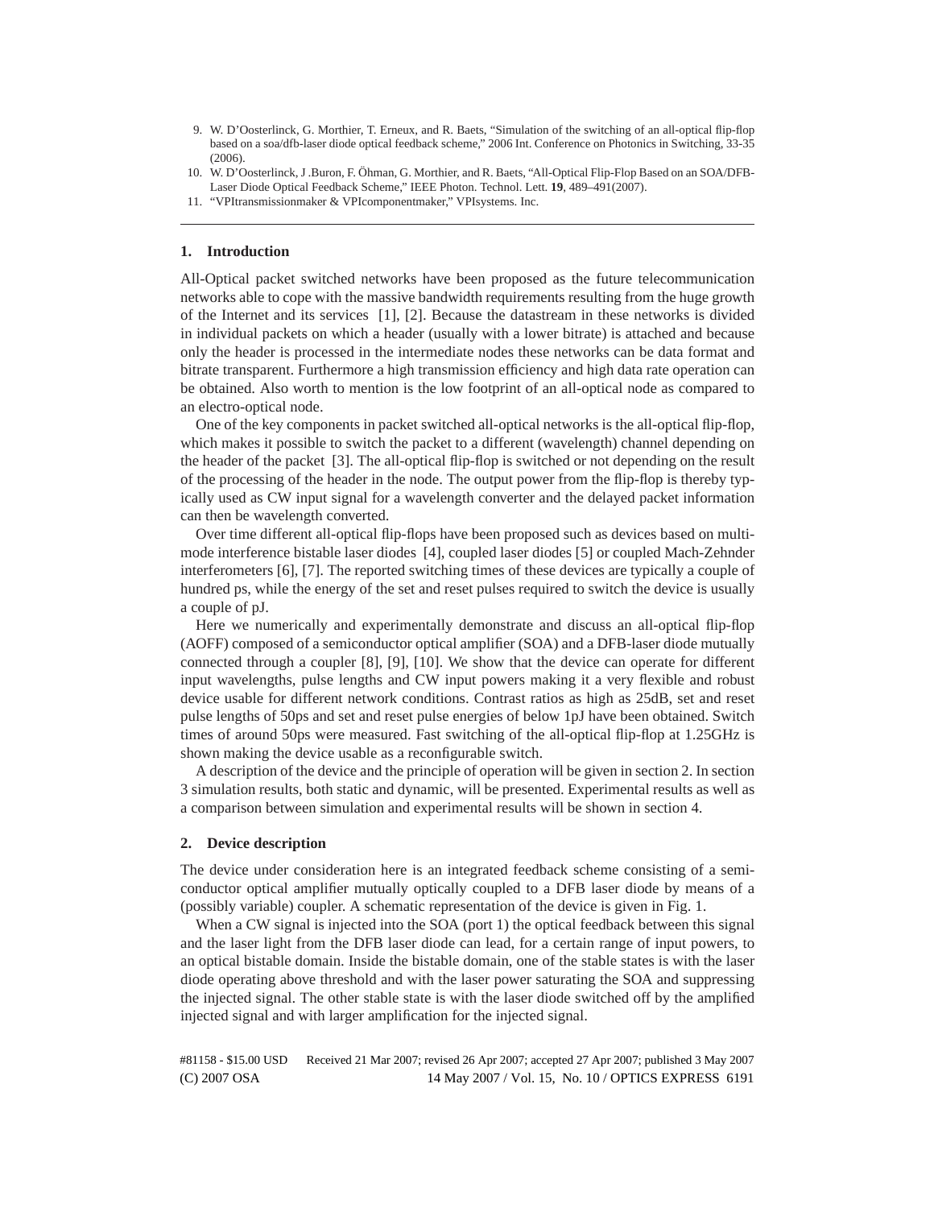9. W. D'Oosterlinck, G. Morthier, T. Erneux, and R. Baets, "Simulation of the switching of an all-optical flip-flop based on a soa/dfb-laser diode optical feedback scheme," 2006 Int. Conference on Photonics in Switching, 33-35 (2006).
10. W. D'Oosterlinck, J .Buron, F. Öhman, G. Morthier, and R. Baets, "All-Optical Flip-Flop Based on an SOA/DFB-Laser Diode Optical Feedback Scheme," IEEE Photon. Technol. Lett. **19**, 489–491(2007).
11. "VPItransmissionmaker & VPIcomponentmaker," VPIsystems. Inc.

## 1. Introduction

All-Optical packet switched networks have been proposed as the future telecommunication networks able to cope with the massive bandwidth requirements resulting from the huge growth of the Internet and its services [1], [2]. Because the datastream in these networks is divided in individual packets on which a header (usually with a lower bitrate) is attached and because only the header is processed in the intermediate nodes these networks can be data format and bitrate transparent. Furthermore a high transmission efficiency and high data rate operation can be obtained. Also worth to mention is the low footprint of an all-optical node as compared to an electro-optical node.

One of the key components in packet switched all-optical networks is the all-optical flip-flop, which makes it possible to switch the packet to a different (wavelength) channel depending on the header of the packet [3]. The all-optical flip-flop is switched or not depending on the result of the processing of the header in the node. The output power from the flip-flop is thereby typically used as CW input signal for a wavelength converter and the delayed packet information can then be wavelength converted.

Over time different all-optical flip-flops have been proposed such as devices based on multimode interference bistable laser diodes [4], coupled laser diodes [5] or coupled Mach-Zehnder interferometers [6], [7]. The reported switching times of these devices are typically a couple of hundred ps, while the energy of the set and reset pulses required to switch the device is usually a couple of pJ.

Here we numerically and experimentally demonstrate and discuss an all-optical flip-flop (AOFF) composed of a semiconductor optical amplifier (SOA) and a DFB-laser diode mutually connected through a coupler [8], [9], [10]. We show that the device can operate for different input wavelengths, pulse lengths and CW input powers making it a very flexible and robust device usable for different network conditions. Contrast ratios as high as 25dB, set and reset pulse lengths of 50ps and set and reset pulse energies of below 1pJ have been obtained. Switch times of around 50ps were measured. Fast switching of the all-optical flip-flop at 1.25GHz is shown making the device usable as a reconfigurable switch.

A description of the device and the principle of operation will be given in section 2. In section 3 simulation results, both static and dynamic, will be presented. Experimental results as well as a comparison between simulation and experimental results will be shown in section 4.

## 2. Device description

The device under consideration here is an integrated feedback scheme consisting of a semiconductor optical amplifier mutually optically coupled to a DFB laser diode by means of a (possibly variable) coupler. A schematic representation of the device is given in Fig. 1.

When a CW signal is injected into the SOA (port 1) the optical feedback between this signal and the laser light from the DFB laser diode can lead, for a certain range of input powers, to an optical bistable domain. Inside the bistable domain, one of the stable states is with the laser diode operating above threshold and with the laser power saturating the SOA and suppressing the injected signal. The other stable state is with the laser diode switched off by the amplified injected signal and with larger amplification for the injected signal.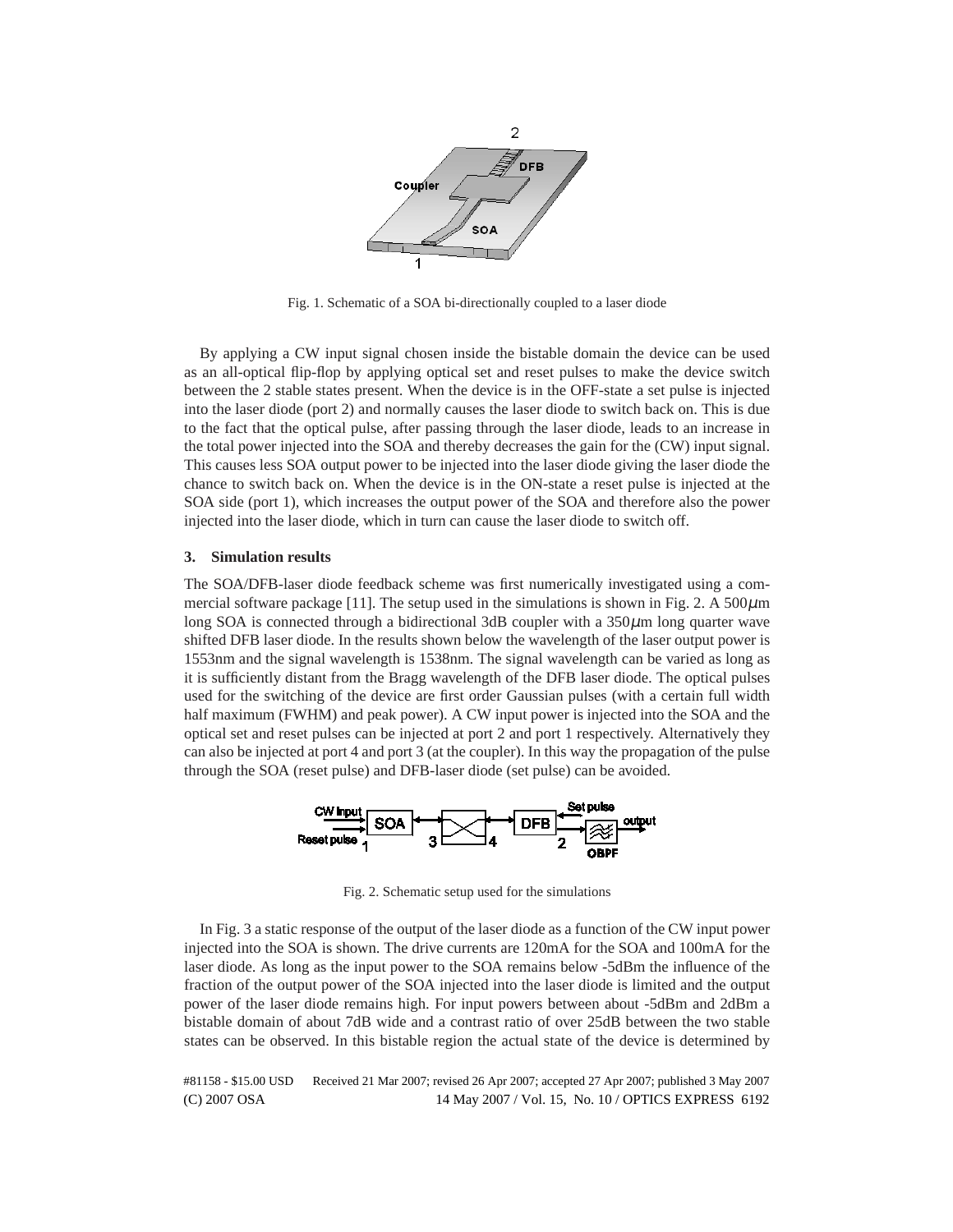Fig. 1. Schematic of a SOA bi-directionally coupled to a laser diode

By applying a CW input signal chosen inside the bistable domain the device can be used as an all-optical flip-flop by applying optical set and reset pulses to make the device switch between the 2 stable states present. When the device is in the OFF-state a set pulse is injected into the laser diode (port 2) and normally causes the laser diode to switch back on. This is due to the fact that the optical pulse, after passing through the laser diode, leads to an increase in the total power injected into the SOA and thereby decreases the gain for the (CW) input signal. This causes less SOA output power to be injected into the laser diode giving the laser diode the chance to switch back on. When the device is in the ON-state a reset pulse is injected at the SOA side (port 1), which increases the output power of the SOA and therefore also the power injected into the laser diode, which in turn can cause the laser diode to switch off.

### 3. Simulation results

The SOA/DFB-laser diode feedback scheme was first numerically investigated using a commercial software package [11]. The setup used in the simulations is shown in Fig. 2. A 500$\mu$m long SOA is connected through a bidirectional 3dB coupler with a 350$\mu$m long quarter wave shifted DFB laser diode. In the results shown below the wavelength of the laser output power is 1553nm and the signal wavelength is 1538nm. The signal wavelength can be varied as long as it is sufficiently distant from the Bragg wavelength of the DFB laser diode. The optical pulses used for the switching of the device are first order Gaussian pulses (with a certain full width half maximum (FWHM) and peak power). A CW input power is injected into the SOA and the optical set and reset pulses can be injected at port 2 and port 1 respectively. Alternatively they can also be injected at port 4 and port 3 (at the coupler). In this way the propagation of the pulse through the SOA (reset pulse) and DFB-laser diode (set pulse) can be avoided.

Fig. 2. Schematic setup used for the simulations

In Fig. 3 a static response of the output of the laser diode as a function of the CW input power injected into the SOA is shown. The drive currents are 120mA for the SOA and 100mA for the laser diode. As long as the input power to the SOA remains below -5dBm the influence of the fraction of the output power of the SOA injected into the laser diode is limited and the output power of the laser diode remains high. For input powers between about -5dBm and 2dBm a bistable domain of about 7dB wide and a contrast ratio of over 25dB between the two stable states can be observed. In this bistable region the actual state of the device is determined by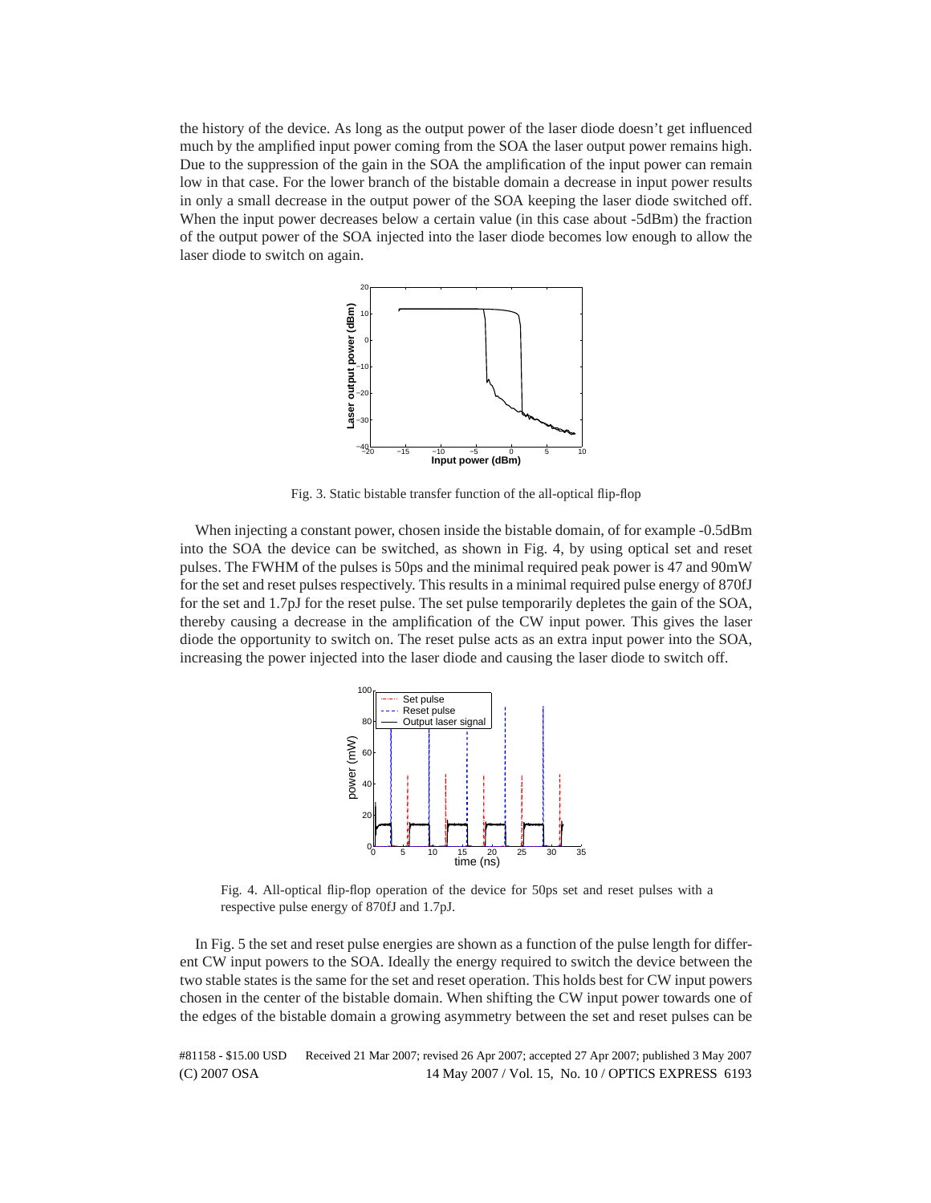the history of the device. As long as the output power of the laser diode doesn't get influenced much by the amplified input power coming from the SOA the laser output power remains high. Due to the suppression of the gain in the SOA the amplification of the input power can remain low in that case. For the lower branch of the bistable domain a decrease in input power results in only a small decrease in the output power of the SOA keeping the laser diode switched off. When the input power decreases below a certain value (in this case about -5dBm) the fraction of the output power of the SOA injected into the laser diode becomes low enough to allow the laser diode to switch on again.

Fig. 3. Static bistable transfer function of the all-optical flip-flop

When injecting a constant power, chosen inside the bistable domain, of for example -0.5dBm into the SOA the device can be switched, as shown in Fig. 4, by using optical set and reset pulses. The FWHM of the pulses is 50ps and the minimal required peak power is 47 and 90mW for the set and reset pulses respectively. This results in a minimal required pulse energy of 870fJ for the set and 1.7pJ for the reset pulse. The set pulse temporarily depletes the gain of the SOA, thereby causing a decrease in the amplification of the CW input power. This gives the laser diode the opportunity to switch on. The reset pulse acts as an extra input power into the SOA, increasing the power injected into the laser diode and causing the laser diode to switch off.

Fig. 4. All-optical flip-flop operation of the device for 50ps set and reset pulses with a respective pulse energy of 870fJ and 1.7pJ.

In Fig. 5 the set and reset pulse energies are shown as a function of the pulse length for different CW input powers to the SOA. Ideally the energy required to switch the device between the two stable states is the same for the set and reset operation. This holds best for CW input powers chosen in the center of the bistable domain. When shifting the CW input power towards one of the edges of the bistable domain a growing asymmetry between the set and reset pulses can be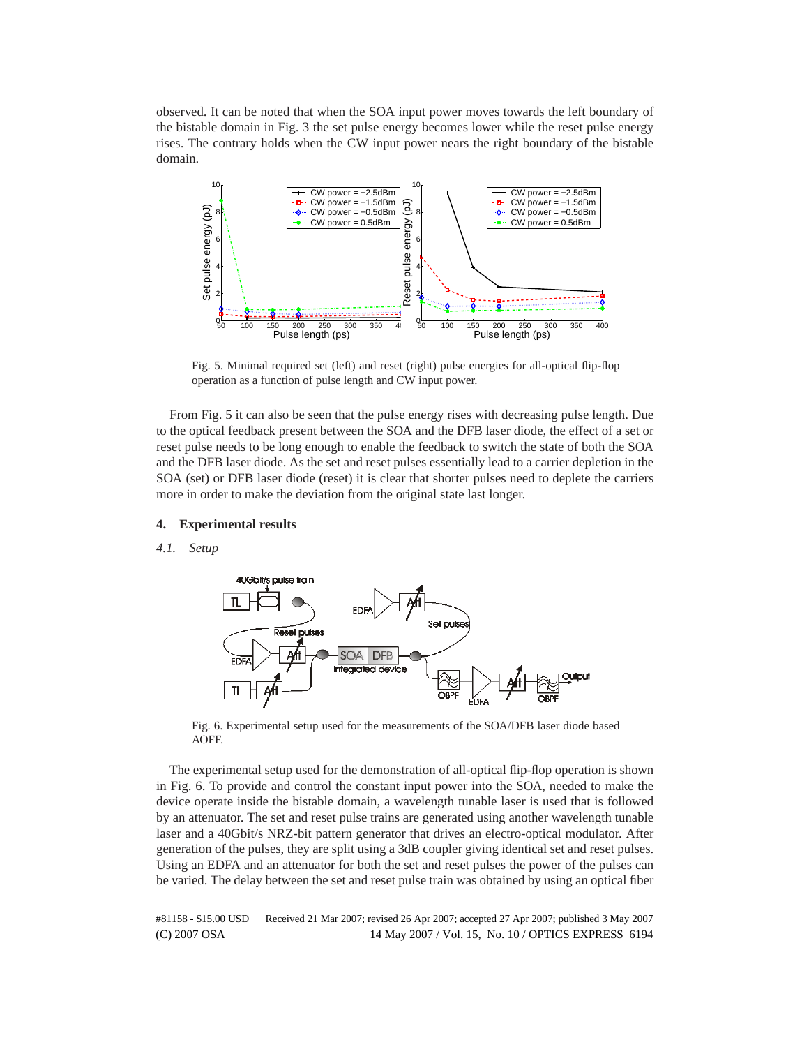observed. It can be noted that when the SOA input power moves towards the left boundary of the bistable domain in Fig. 3 the set pulse energy becomes lower while the reset pulse energy rises. The contrary holds when the CW input power nears the right boundary of the bistable domain.

Fig. 5. Minimal required set (left) and reset (right) pulse energies for all-optical flip-flop operation as a function of pulse length and CW input power.

From Fig. 5 it can also be seen that the pulse energy rises with decreasing pulse length. Due to the optical feedback present between the SOA and the DFB laser diode, the effect of a set or reset pulse needs to be long enough to enable the feedback to switch the state of both the SOA and the DFB laser diode. As the set and reset pulses essentially lead to a carrier depletion in the SOA (set) or DFB laser diode (reset) it is clear that shorter pulses need to deplete the carriers more in order to make the deviation from the original state last longer.

## 4. Experimental results

### *4.1. Setup*

Fig. 6. Experimental setup used for the measurements of the SOA/DFB laser diode based AOFF.

The experimental setup used for the demonstration of all-optical flip-flop operation is shown in Fig. 6. To provide and control the constant input power into the SOA, needed to make the device operate inside the bistable domain, a wavelength tunable laser is used that is followed by an attenuator. The set and reset pulse trains are generated using another wavelength tunable laser and a 40Gbit/s NRZ-bit pattern generator that drives an electro-optical modulator. After generation of the pulses, they are split using a 3dB coupler giving identical set and reset pulses. Using an EDFA and an attenuator for both the set and reset pulses the power of the pulses can be varied. The delay between the set and reset pulse train was obtained by using an optical fiber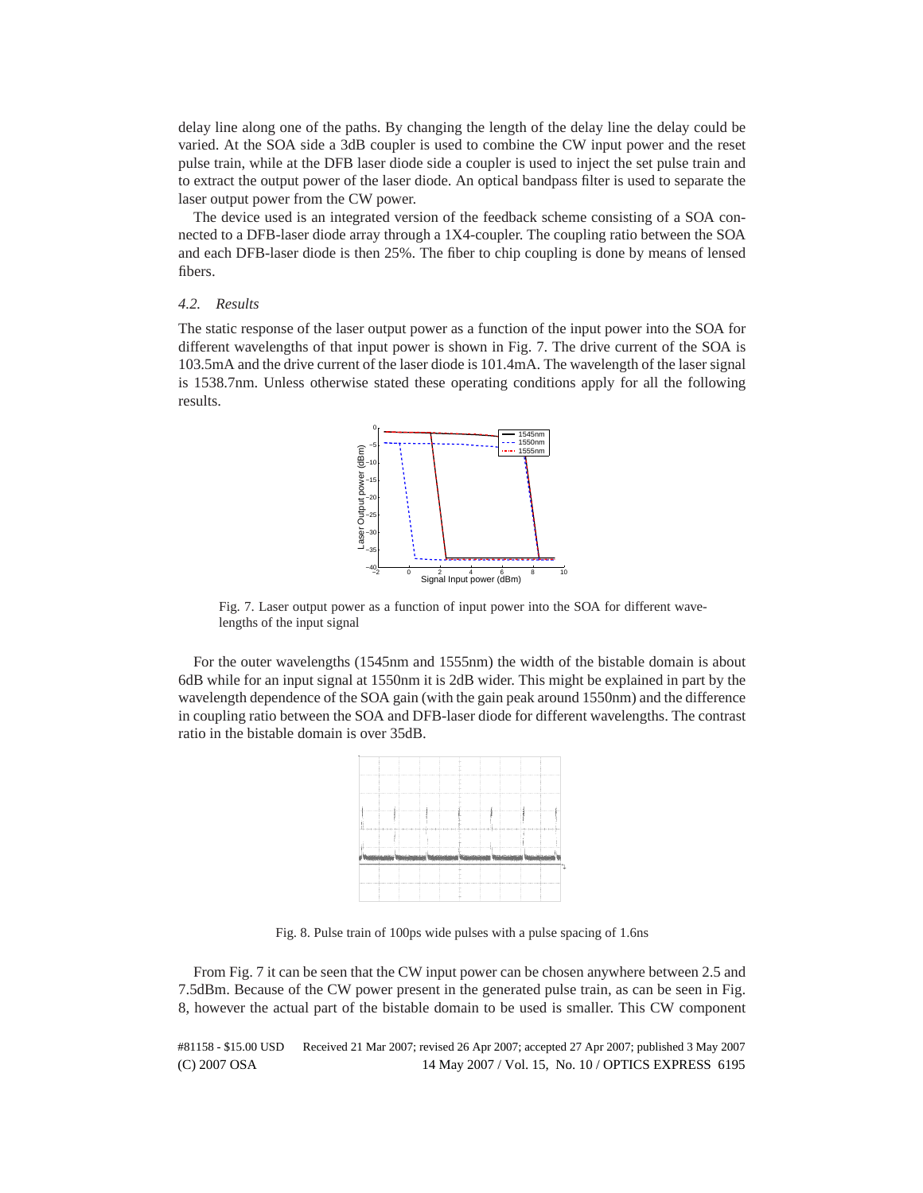delay line along one of the paths. By changing the length of the delay line the delay could be varied. At the SOA side a 3dB coupler is used to combine the CW input power and the reset pulse train, while at the DFB laser diode side a coupler is used to inject the set pulse train and to extract the output power of the laser diode. An optical bandpass filter is used to separate the laser output power from the CW power.

The device used is an integrated version of the feedback scheme consisting of a SOA connected to a DFB-laser diode array through a 1X4-coupler. The coupling ratio between the SOA and each DFB-laser diode is then 25%. The fiber to chip coupling is done by means of lensed fibers.

### *4.2. Results*

The static response of the laser output power as a function of the input power into the SOA for different wavelengths of that input power is shown in Fig. 7. The drive current of the SOA is 103.5mA and the drive current of the laser diode is 101.4mA. The wavelength of the laser signal is 1538.7nm. Unless otherwise stated these operating conditions apply for all the following results.

Fig. 7. Laser output power as a function of input power into the SOA for different wavelengths of the input signal

For the outer wavelengths (1545nm and 1555nm) the width of the bistable domain is about 6dB while for an input signal at 1550nm it is 2dB wider. This might be explained in part by the wavelength dependence of the SOA gain (with the gain peak around 1550nm) and the difference in coupling ratio between the SOA and DFB-laser diode for different wavelengths. The contrast ratio in the bistable domain is over 35dB.

Fig. 8. Pulse train of 100ps wide pulses with a pulse spacing of 1.6ns

From Fig. 7 it can be seen that the CW input power can be chosen anywhere between 2.5 and 7.5dBm. Because of the CW power present in the generated pulse train, as can be seen in Fig. 8, however the actual part of the bistable domain to be used is smaller. This CW component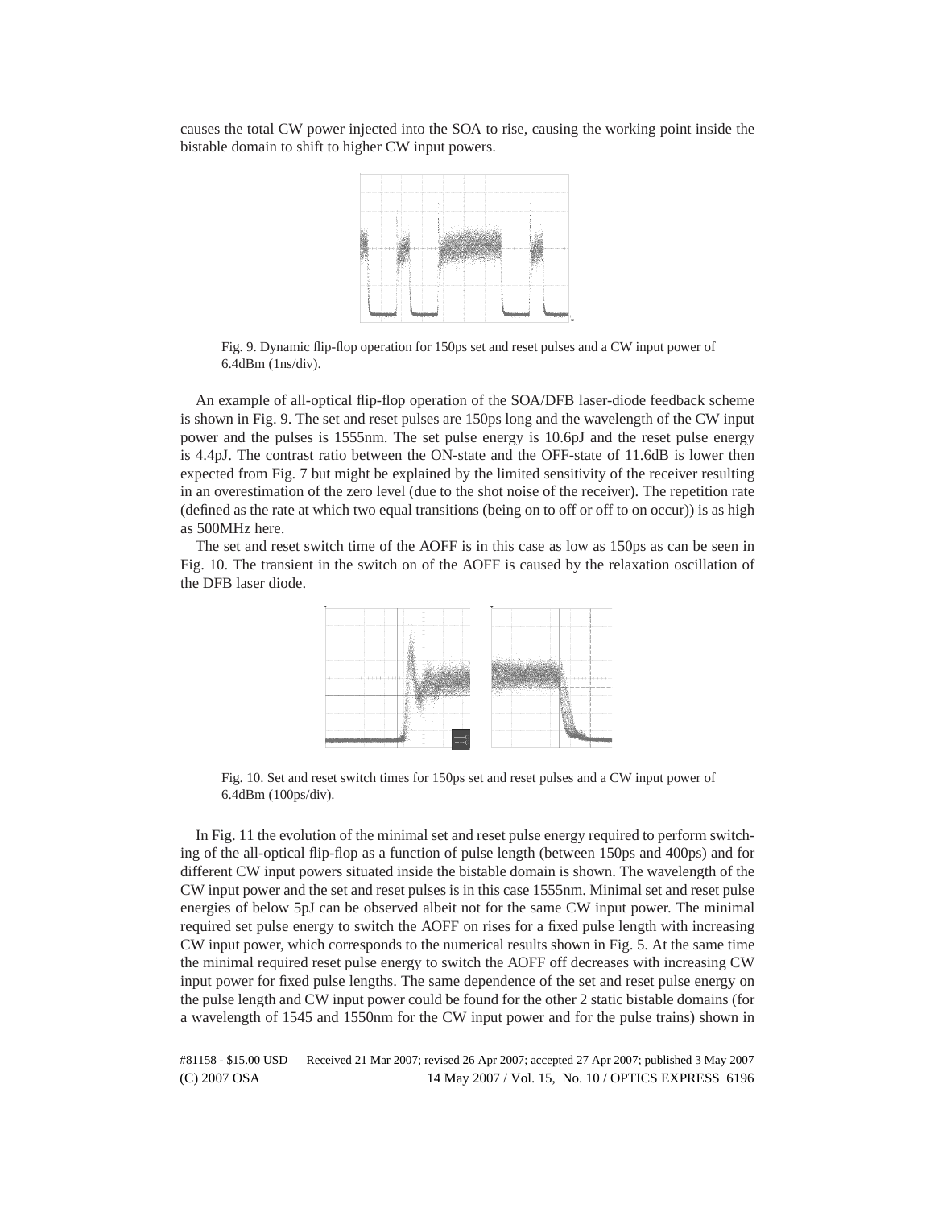causes the total CW power injected into the SOA to rise, causing the working point inside the bistable domain to shift to higher CW input powers.

Fig. 9. Dynamic flip-flop operation for 150ps set and reset pulses and a CW input power of 6.4dBm (1ns/div).

An example of all-optical flip-flop operation of the SOA/DFB laser-diode feedback scheme is shown in Fig. 9. The set and reset pulses are 150ps long and the wavelength of the CW input power and the pulses is 1555nm. The set pulse energy is 10.6pJ and the reset pulse energy is 4.4pJ. The contrast ratio between the ON-state and the OFF-state of 11.6dB is lower then expected from Fig. 7 but might be explained by the limited sensitivity of the receiver resulting in an overestimation of the zero level (due to the shot noise of the receiver). The repetition rate (defined as the rate at which two equal transitions (being on to off or off to on occur)) is as high as 500MHz here.

The set and reset switch time of the AOFF is in this case as low as 150ps as can be seen in Fig. 10. The transient in the switch on of the AOFF is caused by the relaxation oscillation of the DFB laser diode.

Fig. 10. Set and reset switch times for 150ps set and reset pulses and a CW input power of 6.4dBm (100ps/div).

In Fig. 11 the evolution of the minimal set and reset pulse energy required to perform switching of the all-optical flip-flop as a function of pulse length (between 150ps and 400ps) and for different CW input powers situated inside the bistable domain is shown. The wavelength of the CW input power and the set and reset pulses is in this case 1555nm. Minimal set and reset pulse energies of below 5pJ can be observed albeit not for the same CW input power. The minimal required set pulse energy to switch the AOFF on rises for a fixed pulse length with increasing CW input power, which corresponds to the numerical results shown in Fig. 5. At the same time the minimal required reset pulse energy to switch the AOFF off decreases with increasing CW input power for fixed pulse lengths. The same dependence of the set and reset pulse energy on the pulse length and CW input power could be found for the other 2 static bistable domains (for a wavelength of 1545 and 1550nm for the CW input power and for the pulse trains) shown in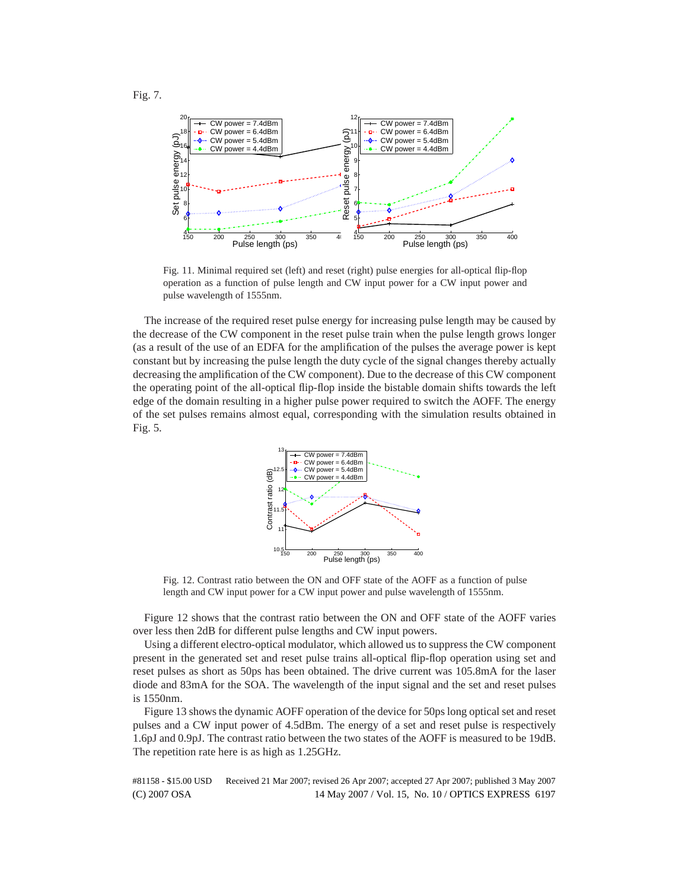Fig. 7.

Fig. 11. Minimal required set (left) and reset (right) pulse energies for all-optical flip-flop operation as a function of pulse length and CW input power for a CW input power and pulse wavelength of 1555nm.

The increase of the required reset pulse energy for increasing pulse length may be caused by the decrease of the CW component in the reset pulse train when the pulse length grows longer (as a result of the use of an EDFA for the amplification of the pulses the average power is kept constant but by increasing the pulse length the duty cycle of the signal changes thereby actually decreasing the amplification of the CW component). Due to the decrease of this CW component the operating point of the all-optical flip-flop inside the bistable domain shifts towards the left edge of the domain resulting in a higher pulse power required to switch the AOFF. The energy of the set pulses remains almost equal, corresponding with the simulation results obtained in Fig. 5.

Fig. 12. Contrast ratio between the ON and OFF state of the AOFF as a function of pulse length and CW input power for a CW input power and pulse wavelength of 1555nm.

Figure 12 shows that the contrast ratio between the ON and OFF state of the AOFF varies over less then 2dB for different pulse lengths and CW input powers.

Using a different electro-optical modulator, which allowed us to suppress the CW component present in the generated set and reset pulse trains all-optical flip-flop operation using set and reset pulses as short as 50ps has been obtained. The drive current was 105.8mA for the laser diode and 83mA for the SOA. The wavelength of the input signal and the set and reset pulses is 1550nm.

Figure 13 shows the dynamic AOFF operation of the device for 50ps long optical set and reset pulses and a CW input power of 4.5dBm. The energy of a set and reset pulse is respectively 1.6pJ and 0.9pJ. The contrast ratio between the two states of the AOFF is measured to be 19dB. The repetition rate here is as high as 1.25GHz.

#81158 - $15.00 USD Received 21 Mar 2007; revised 26 Apr 2007; accepted 27 Apr 2007; published 3 May 2007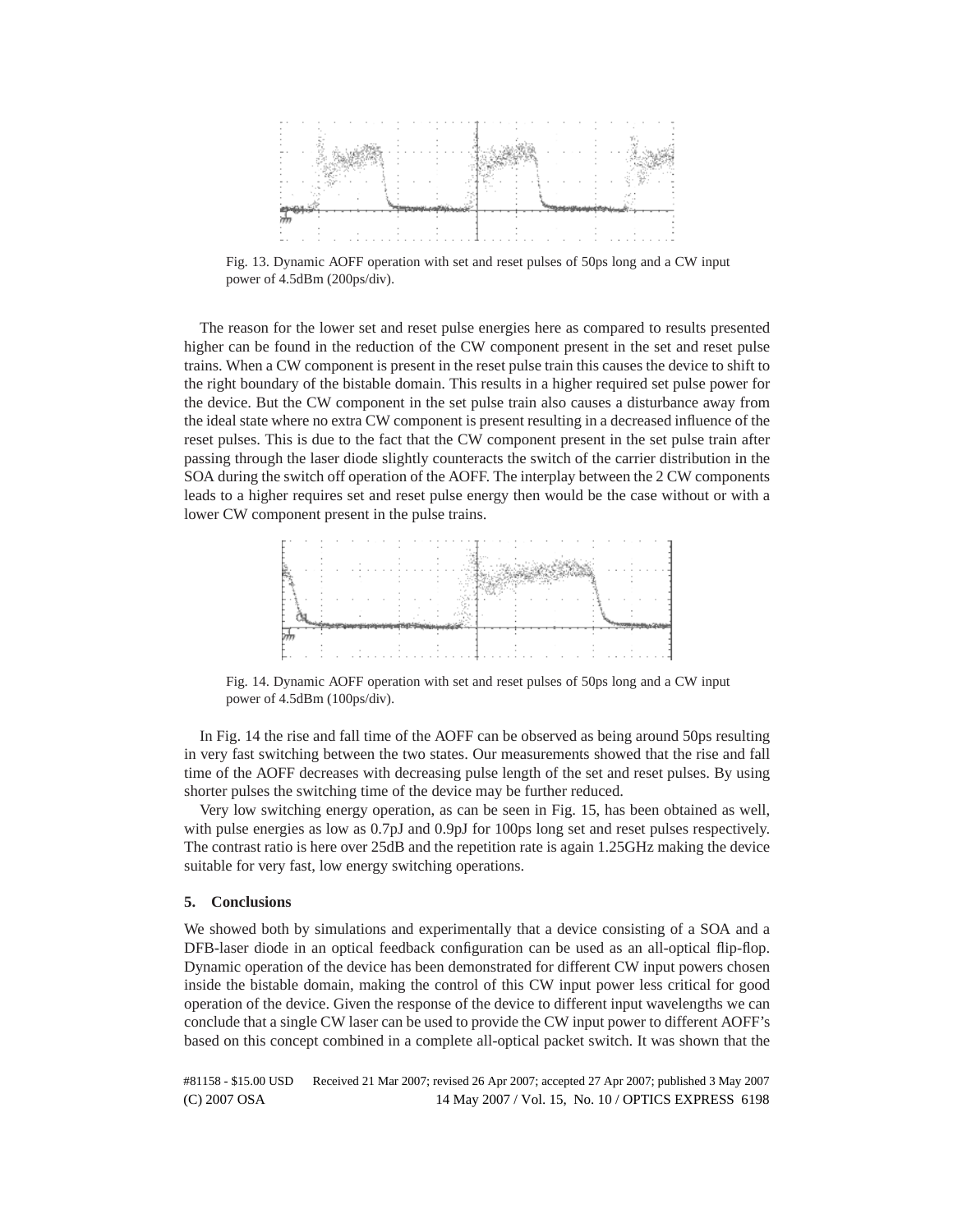Fig. 13. Dynamic AOFF operation with set and reset pulses of 50ps long and a CW input power of 4.5dBm (200ps/div).

The reason for the lower set and reset pulse energies here as compared to results presented higher can be found in the reduction of the CW component present in the set and reset pulse trains. When a CW component is present in the reset pulse train this causes the device to shift to the right boundary of the bistable domain. This results in a higher required set pulse power for the device. But the CW component in the set pulse train also causes a disturbance away from the ideal state where no extra CW component is present resulting in a decreased influence of the reset pulses. This is due to the fact that the CW component present in the set pulse train after passing through the laser diode slightly counteracts the switch of the carrier distribution in the SOA during the switch off operation of the AOFF. The interplay between the 2 CW components leads to a higher requires set and reset pulse energy then would be the case without or with a lower CW component present in the pulse trains.

Fig. 14. Dynamic AOFF operation with set and reset pulses of 50ps long and a CW input power of 4.5dBm (100ps/div).

In Fig. 14 the rise and fall time of the AOFF can be observed as being around 50ps resulting in very fast switching between the two states. Our measurements showed that the rise and fall time of the AOFF decreases with decreasing pulse length of the set and reset pulses. By using shorter pulses the switching time of the device may be further reduced.

Very low switching energy operation, as can be seen in Fig. 15, has been obtained as well, with pulse energies as low as 0.7pJ and 0.9pJ for 100ps long set and reset pulses respectively. The contrast ratio is here over 25dB and the repetition rate is again 1.25GHz making the device suitable for very fast, low energy switching operations.

## 5. Conclusions

We showed both by simulations and experimentally that a device consisting of a SOA and a DFB-laser diode in an optical feedback configuration can be used as an all-optical flip-flop. Dynamic operation of the device has been demonstrated for different CW input powers chosen inside the bistable domain, making the control of this CW input power less critical for good operation of the device. Given the response of the device to different input wavelengths we can conclude that a single CW laser can be used to provide the CW input power to different AOFF's based on this concept combined in a complete all-optical packet switch. It was shown that the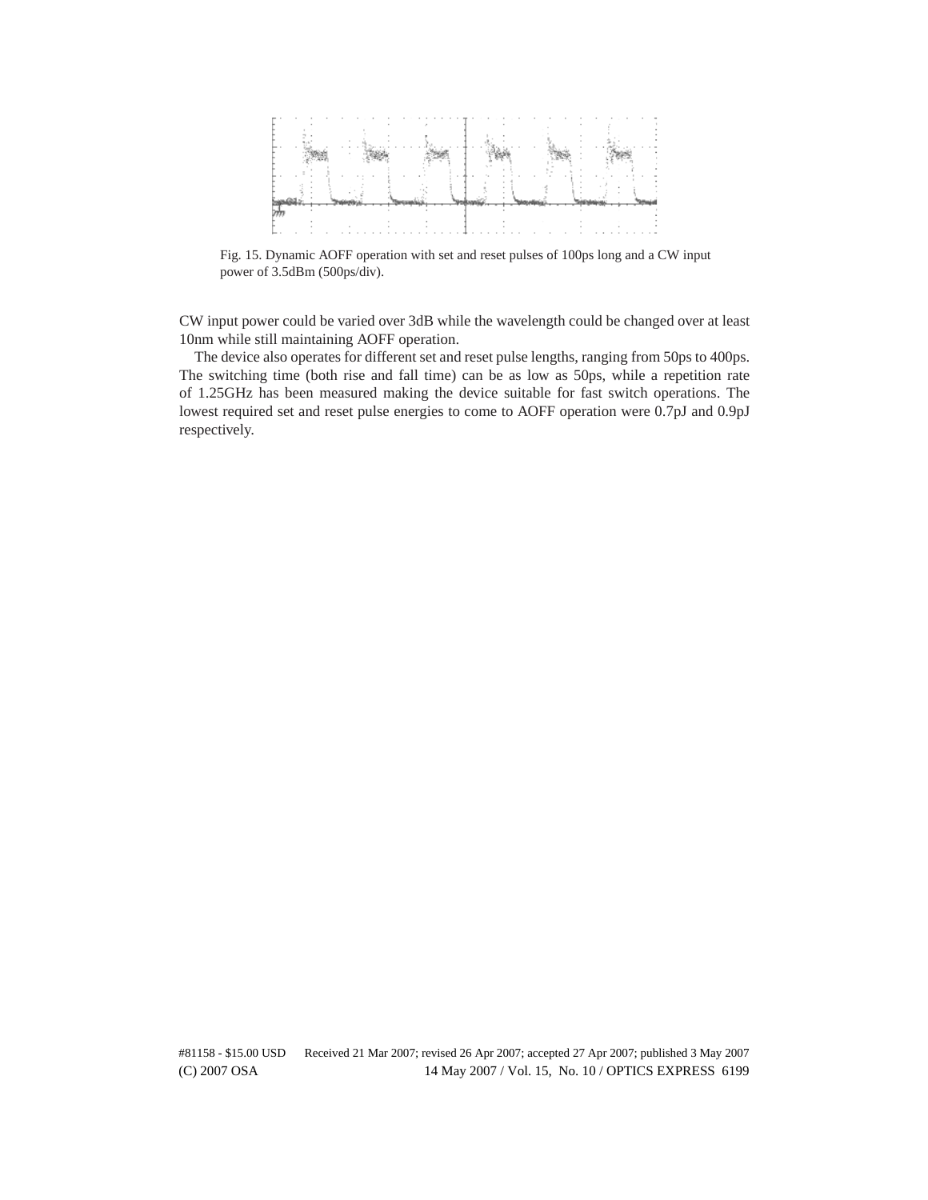Fig. 15. Dynamic AOFF operation with set and reset pulses of 100ps long and a CW input power of 3.5dBm (500ps/div).

CW input power could be varied over 3dB while the wavelength could be changed over at least 10nm while still maintaining AOFF operation.

The device also operates for different set and reset pulse lengths, ranging from 50ps to 400ps. The switching time (both rise and fall time) can be as low as 50ps, while a repetition rate of 1.25GHz has been measured making the device suitable for fast switch operations. The lowest required set and reset pulse energies to come to AOFF operation were 0.7pJ and 0.9pJ respectively.